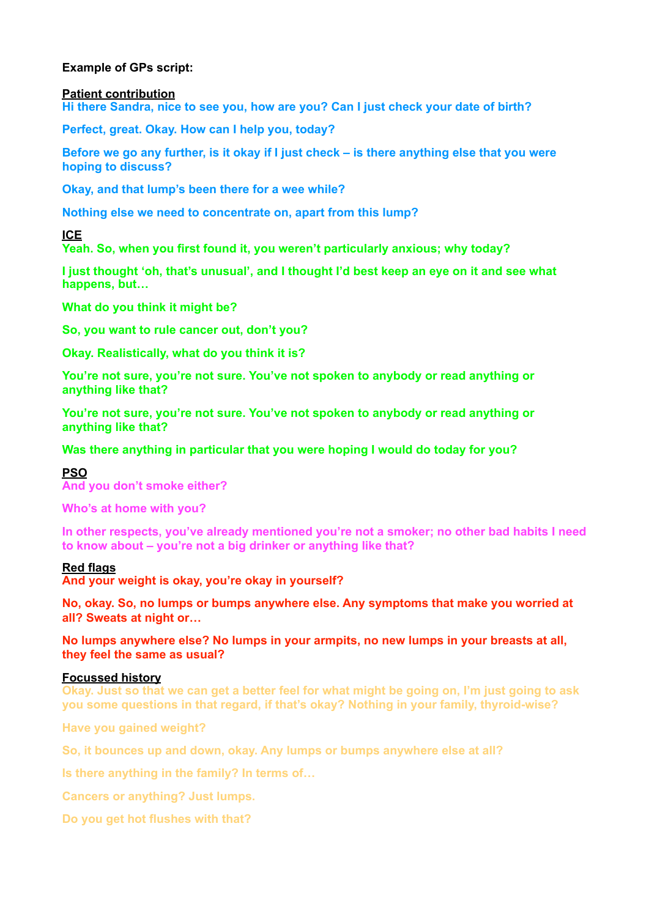**Example of GPs script:**

**Patient contribution**

**Hi there Sandra, nice to see you, how are you? Can I just check your date of birth?**

**Perfect, great. Okay. How can I help you, today?**

**Before we go any further, is it okay if I just check – is there anything else that you were hoping to discuss?**

**Okay, and that lump's been there for a wee while?**

**Nothing else we need to concentrate on, apart from this lump?**

**ICE**

**Yeah. So, when you first found it, you weren't particularly anxious; why today?**

**I just thought 'oh, that's unusual', and I thought I'd best keep an eye on it and see what happens, but…**

**What do you think it might be?**

**So, you want to rule cancer out, don't you?**

**Okay. Realistically, what do you think it is?**

**You're not sure, you're not sure. You've not spoken to anybody or read anything or anything like that?**

**You're not sure, you're not sure. You've not spoken to anybody or read anything or anything like that?**

**Was there anything in particular that you were hoping I would do today for you?**

**PSO**

**And you don't smoke either?**

**Who's at home with you?**

**In other respects, you've already mentioned you're not a smoker; no other bad habits I need to know about – you're not a big drinker or anything like that?**

**Red flags**

**And your weight is okay, you're okay in yourself?**

**No, okay. So, no lumps or bumps anywhere else. Any symptoms that make you worried at all? Sweats at night or…**

**No lumps anywhere else? No lumps in your armpits, no new lumps in your breasts at all, they feel the same as usual?**

**Focussed history**

**Okay. Just so that we can get a better feel for what might be going on, I'm just going to ask you some questions in that regard, if that's okay? Nothing in your family, thyroid-wise?**

**Have you gained weight?**

**So, it bounces up and down, okay. Any lumps or bumps anywhere else at all?**

**Is there anything in the family? In terms of…**

**Cancers or anything? Just lumps.**

**Do you get hot flushes with that?**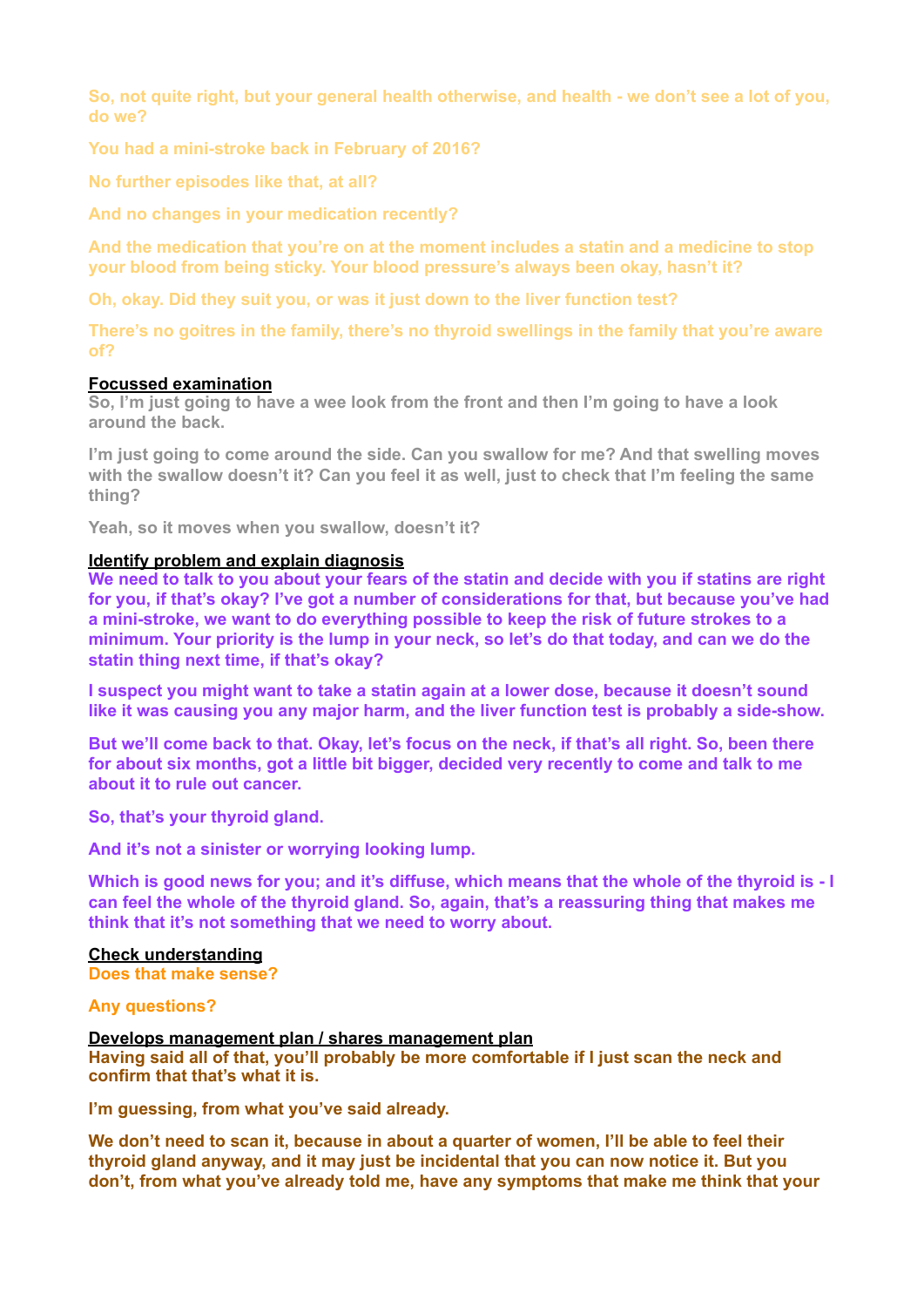So, not quite right, but your general health otherwise, and health - we don't see a lot of you, do we?

You had a mini-stroke back in February of 2016?

No further episodes like that, at all?

And no changes in your medication recently?

And the medication that you're on at the moment includes a statin and a medicine to stop your blood from being sticky. Your blood pressure's always been okay, hasn't it?

Oh, okay. Did they suit you, or was it just down to the liver function test?

There's no goitres in the family, there's no thyroid swellings in the family that you're aware of?

**Focussed examination**

So, I'm just going to have a wee look from the front and then I'm going to have a look around the back.

I'm just going to come around the side. Can you swallow for me? And that swelling moves with the swallow doesn't it? Can you feel it as well, just to check that I'm feeling the same thing?

Yeah, so it moves when you swallow, doesn't it?

**Identify problem and explain diagnosis**

We need to talk to you about your fears of the statin and decide with you if statins are right for you, if that's okay? I've got a number of considerations for that, but because you've had a mini-stroke, we want to do everything possible to keep the risk of future strokes to a minimum. Your priority is the lump in your neck, so let's do that today, and can we do the statin thing next time, if that's okay?

I suspect you might want to take a statin again at a lower dose, because it doesn't sound like it was causing you any major harm, and the liver function test is probably a side-show.

But we'll come back to that. Okay, let's focus on the neck, if that's all right. So, been there for about six months, got a little bit bigger, decided very recently to come and talk to me about it to rule out cancer.

So, that's your thyroid gland.

And it's not a sinister or worrying looking lump.

Which is good news for you; and it's diffuse, which means that the whole of the thyroid is - I can feel the whole of the thyroid gland. So, again, that's a reassuring thing that makes me think that it's not something that we need to worry about.

**Check understanding**

Does that make sense?

Any questions?

**Develops management plan / shares management plan**

Having said all of that, you'll probably be more comfortable if I just scan the neck and confirm that that's what it is.

I'm guessing, from what you've said already.

We don't need to scan it, because in about a quarter of women, I'll be able to feel their thyroid gland anyway, and it may just be incidental that you can now notice it. But you don't, from what you've already told me, have any symptoms that make me think that your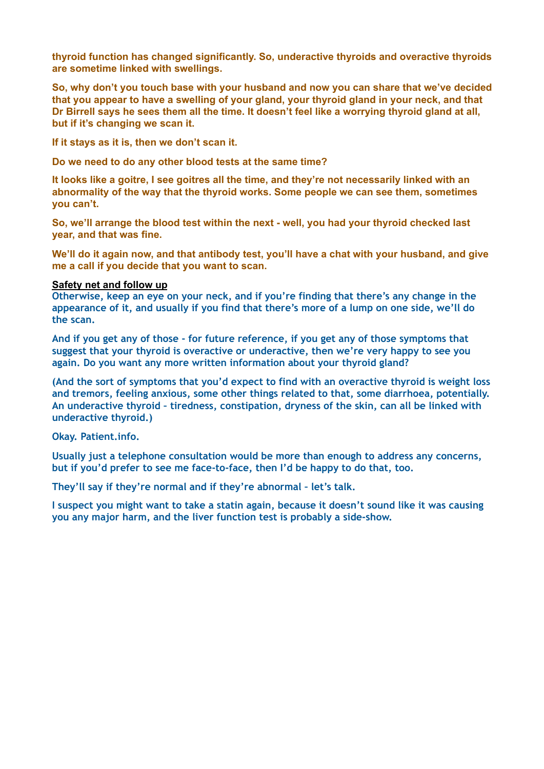**thyroid function has changed significantly. So, underactive thyroids and overactive thyroids are sometime linked with swellings.**

**So, why don't you touch base with your husband and now you can share that we've decided that you appear to have a swelling of your gland, your thyroid gland in your neck, and that Dr Birrell says he sees them all the time. It doesn't feel like a worrying thyroid gland at all, but if it's changing we scan it.**

**If it stays as it is, then we don't scan it.**

**Do we need to do any other blood tests at the same time?**

**It looks like a goitre, I see goitres all the time, and they're not necessarily linked with an abnormality of the way that the thyroid works. Some people we can see them, sometimes you can't.**

**So, we'll arrange the blood test within the next - well, you had your thyroid checked last year, and that was fine.**

**We'll do it again now, and that antibody test, you'll have a chat with your husband, and give me a call if you decide that you want to scan.**

**Safety net and follow up**

**Otherwise, keep an eye on your neck, and if you're finding that there's any change in the appearance of it, and usually if you find that there's more of a lump on one side, we'll do the scan.**

**And if you get any of those - for future reference, if you get any of those symptoms that suggest that your thyroid is overactive or underactive, then we're very happy to see you again. Do you want any more written information about your thyroid gland?**

**(And the sort of symptoms that you'd expect to find with an overactive thyroid is weight loss and tremors, feeling anxious, some other things related to that, some diarrhoea, potentially. An underactive thyroid – tiredness, constipation, dryness of the skin, can all be linked with underactive thyroid.)**

**Okay. Patient.info.**

**Usually just a telephone consultation would be more than enough to address any concerns, but if you'd prefer to see me face-to-face, then I'd be happy to do that, too.**

**They'll say if they're normal and if they're abnormal – let's talk.**

**I suspect you might want to take a statin again, because it doesn't sound like it was causing you any major harm, and the liver function test is probably a side-show.**